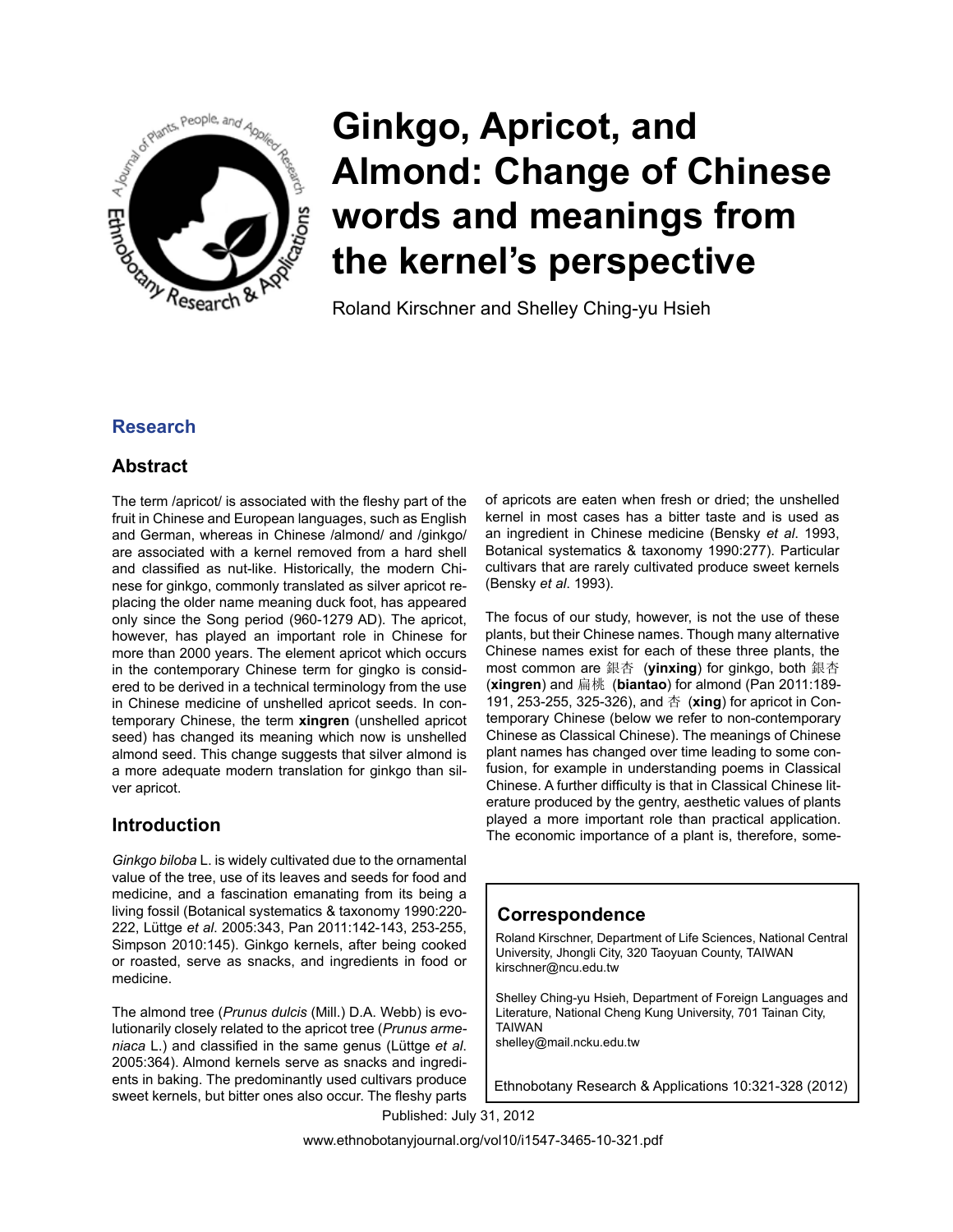# Ginkgo, Apricot, and Almond: Change of Chinese words and meanings from the kernel's perspective

Roland Kirschner and Shelley Ching-yu Hsieh

## Research

## Abstract

The term /apricot/ is associated with the fleshy part of the fruit in Chinese and European languages, such as English and German, whereas in Chinese /almond/ and /ginkgo/ are associated with a kernel removed from a hard shell and classified as nut-like. Historically, the modern Chinese for ginkgo, commonly translated as silver apricot replacing the older name meaning duck foot, has appeared only since the Song period (960-1279 AD). The apricot, however, has played an important role in Chinese for more than 2000 years. The element apricot which occurs in the contemporary Chinese term for gingko is considered to be derived in a technical terminology from the use in Chinese medicine of unshelled apricot seeds. In contemporary Chinese, the term **xingren** (unshelled apricot seed) has changed its meaning which now is unshelled almond seed. This change suggests that silver almond is a more adequate modern translation for ginkgo than silver apricot.

## Introduction

*Ginkgo biloba* L. is widely cultivated due to the ornamental value of the tree, use of its leaves and seeds for food and medicine, and a fascination emanating from its being a living fossil (Botanical systematics & taxonomy 1990:220-222, Lüttge *et al*. 2005:343, Pan 2011:142-143, 253-255, Simpson 2010:145). Ginkgo kernels, after being cooked or roasted, serve as snacks, and ingredients in food or medicine.

The almond tree (*Prunus dulcis* (Mill.) D.A. Webb) is evolutionarily closely related to the apricot tree (*Prunus armeniaca* L.) and classified in the same genus (Lüttge *et al*. 2005:364). Almond kernels serve as snacks and ingredients in baking. The predominantly used cultivars produce sweet kernels, but bitter ones also occur. The fleshy parts of apricots are eaten when fresh or dried; the unshelled kernel in most cases has a bitter taste and is used as an ingredient in Chinese medicine (Bensky *et al*. 1993, Botanical systematics & taxonomy 1990:277). Particular cultivars that are rarely cultivated produce sweet kernels (Bensky *et al*. 1993).

The focus of our study, however, is not the use of these plants, but their Chinese names. Though many alternative Chinese names exist for each of these three plants, the most common are 銀杏 (**yinxing**) for ginkgo, both 銀杏 (**xingren**) and 扁桃 (**biantao**) for almond (Pan 2011:189-191, 253-255, 325-326), and 杏 (**xing**) for apricot in Contemporary Chinese (below we refer to non-contemporary Chinese as Classical Chinese). The meanings of Chinese plant names has changed over time leading to some confusion, for example in understanding poems in Classical Chinese. A further difficulty is that in Classical Chinese literature produced by the gentry, aesthetic values of plants played a more important role than practical application. The economic importance of a plant is, therefore, some-

**Correspondence**

Roland Kirschner, Department of Life Sciences, National Central University, Jhongli City, 320 Taoyuan County, TAIWAN
kirschner@ncu.edu.tw

Shelley Ching-yu Hsieh, Department of Foreign Languages and Literature, National Cheng Kung University, 701 Tainan City, TAIWAN
shelley@mail.ncku.edu.tw

Ethnobotany Research & Applications 10:321-328 (2012)

Published: July 31, 2012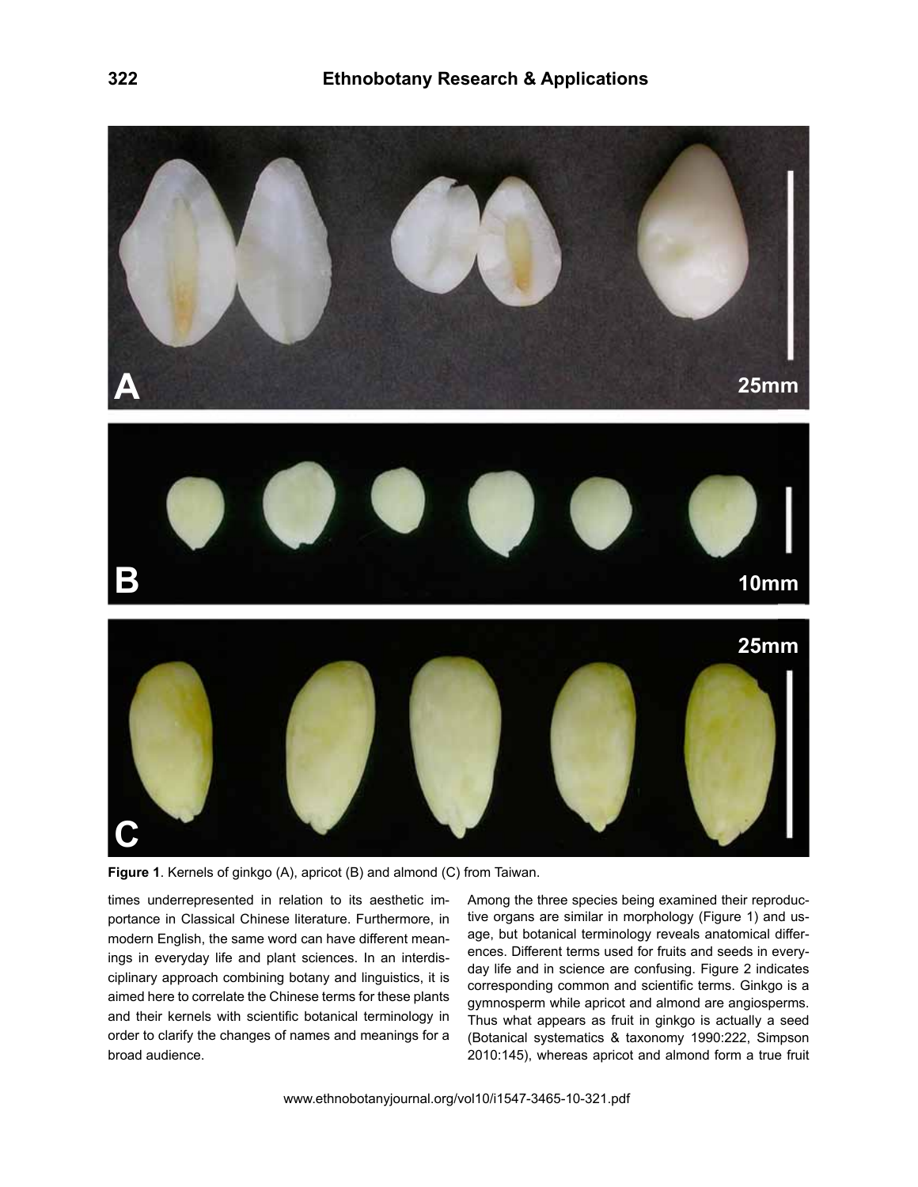**Figure 1**. Kernels of ginkgo (A), apricot (B) and almond (C) from Taiwan.

times underrepresented in relation to its aesthetic importance in Classical Chinese literature. Furthermore, in modern English, the same word can have different meanings in everyday life and plant sciences. In an interdisciplinary approach combining botany and linguistics, it is aimed here to correlate the Chinese terms for these plants and their kernels with scientific botanical terminology in order to clarify the changes of names and meanings for a broad audience.

Among the three species being examined their reproductive organs are similar in morphology (Figure 1) and usage, but botanical terminology reveals anatomical differences. Different terms used for fruits and seeds in everyday life and in science are confusing. Figure 2 indicates corresponding common and scientific terms. Ginkgo is a gymnosperm while apricot and almond are angiosperms. Thus what appears as fruit in ginkgo is actually a seed (Botanical systematics & taxonomy 1990:222, Simpson 2010:145), whereas apricot and almond form a true fruit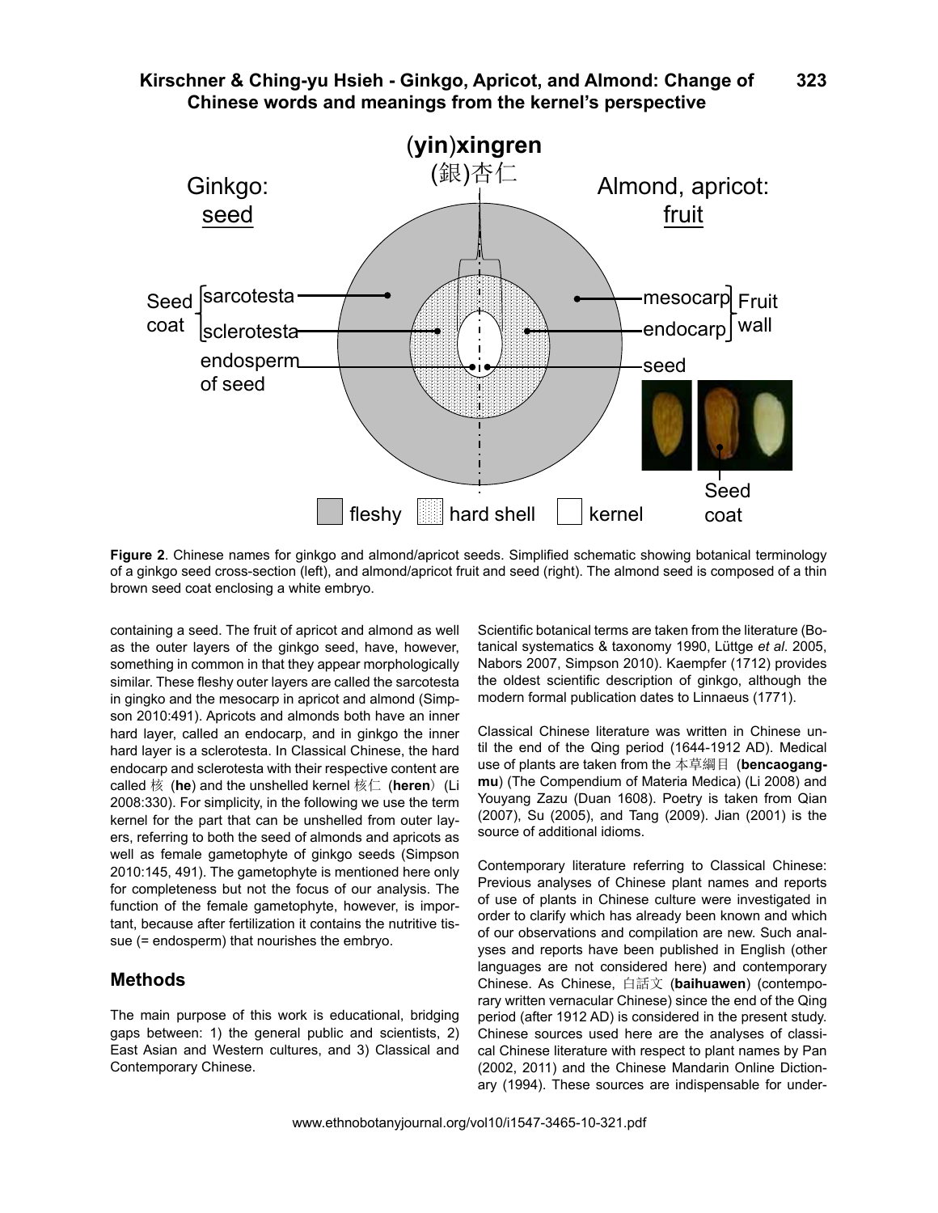**Figure 2**. Chinese names for ginkgo and almond/apricot seeds. Simplified schematic showing botanical terminology of a ginkgo seed cross-section (left), and almond/apricot fruit and seed (right). The almond seed is composed of a thin brown seed coat enclosing a white embryo.

containing a seed. The fruit of apricot and almond as well as the outer layers of the ginkgo seed, have, however, something in common in that they appear morphologically similar. These fleshy outer layers are called the sarcotesta in gingko and the mesocarp in apricot and almond (Simpson 2010:491). Apricots and almonds both have an inner hard layer, called an endocarp, and in ginkgo the inner hard layer is a sclerotesta. In Classical Chinese, the hard endocarp and sclerotesta with their respective content are called 核（**he**）and the unshelled kernel 核仁（**heren**）(Li 2008:330). For simplicity, in the following we use the term kernel for the part that can be unshelled from outer layers, referring to both the seed of almonds and apricots as well as female gametophyte of ginkgo seeds (Simpson 2010:145, 491). The gametophyte is mentioned here only for completeness but not the focus of our analysis. The function of the female gametophyte, however, is important, because after fertilization it contains the nutritive tissue (= endosperm) that nourishes the embryo.

## Methods

The main purpose of this work is educational, bridging gaps between: 1) the general public and scientists, 2) East Asian and Western cultures, and 3) Classical and Contemporary Chinese.

Scientific botanical terms are taken from the literature (Botanical systematics & taxonomy 1990, Lüttge *et al*. 2005, Nabors 2007, Simpson 2010). Kaempfer (1712) provides the oldest scientific description of ginkgo, although the modern formal publication dates to Linnaeus (1771).

Classical Chinese literature was written in Chinese until the end of the Qing period (1644-1912 AD). Medical use of plants are taken from the 本草綱目（**bencaogangmu**）(The Compendium of Materia Medica) (Li 2008) and Youyang Zazu (Duan 1608). Poetry is taken from Qian (2007), Su (2005), and Tang (2009). Jian (2001) is the source of additional idioms.

Contemporary literature referring to Classical Chinese: Previous analyses of Chinese plant names and reports of use of plants in Chinese culture were investigated in order to clarify which has already been known and which of our observations and compilation are new. Such analyses and reports have been published in English (other languages are not considered here) and contemporary Chinese. As Chinese, 白話文（**baihuawen**）(contemporary written vernacular Chinese) since the end of the Qing period (after 1912 AD) is considered in the present study. Chinese sources used here are the analyses of classical Chinese literature with respect to plant names by Pan (2002, 2011) and the Chinese Mandarin Online Dictionary (1994). These sources are indispensable for under-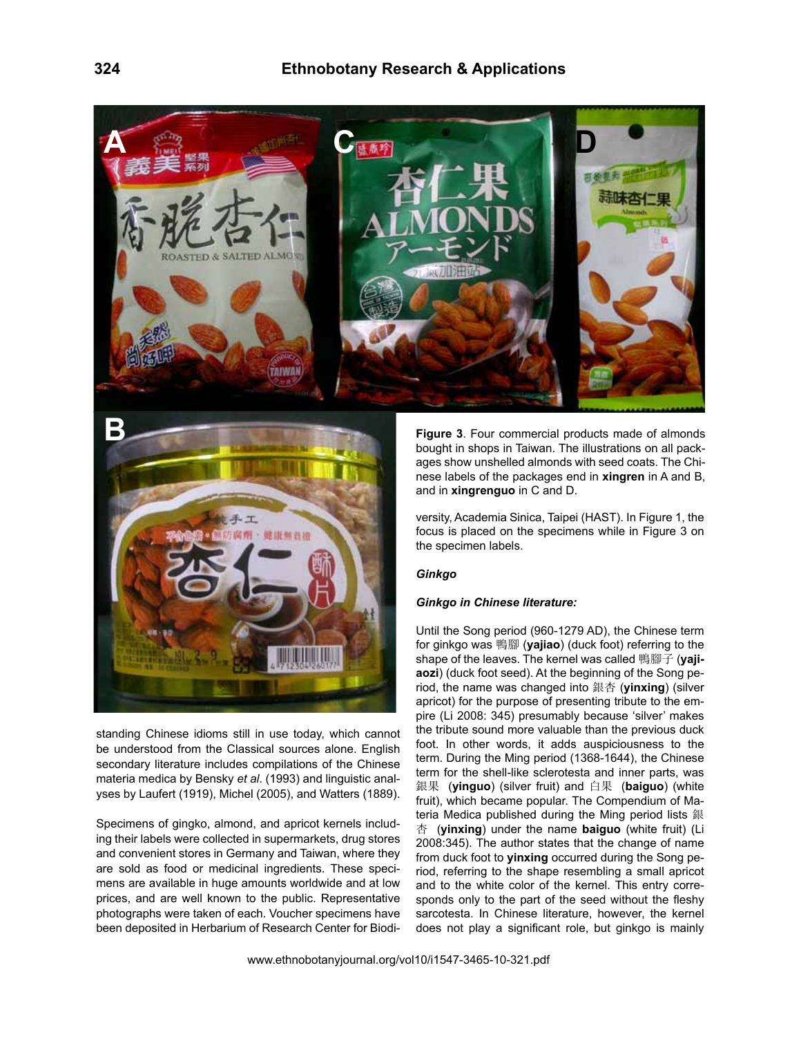**Figure 3**. Four commercial products made of almonds bought in shops in Taiwan. The illustrations on all packages show unshelled almonds with seed coats. The Chinese labels of the packages end in **xingren** in A and B, and in **xingrenguo** in C and D.

standing Chinese idioms still in use today, which cannot be understood from the Classical sources alone. English secondary literature includes compilations of the Chinese materia medica by Bensky *et al*. (1993) and linguistic analyses by Laufert (1919), Michel (2005), and Watters (1889).

Specimens of gingko, almond, and apricot kernels including their labels were collected in supermarkets, drug stores and convenient stores in Germany and Taiwan, where they are sold as food or medicinal ingredients. These specimens are available in huge amounts worldwide and at low prices, and are well known to the public. Representative photographs were taken of each. Voucher specimens have been deposited in Herbarium of Research Center for Biodiversity, Academia Sinica, Taipei (HAST). In Figure 1, the focus is placed on the specimens while in Figure 3 on the specimen labels.

### *Ginkgo*

#### *Ginkgo in Chinese literature:*

Until the Song period (960-1279 AD), the Chinese term for ginkgo was 鴨腳 (**yajiao**) (duck foot) referring to the shape of the leaves. The kernel was called 鴨腳子 (**yajiaozi**) (duck foot seed). At the beginning of the Song period, the name was changed into 銀杏 (**yinxing**) (silver apricot) for the purpose of presenting tribute to the empire (Li 2008: 345) presumably because 'silver' makes the tribute sound more valuable than the previous duck foot. In other words, it adds auspiciousness to the term. During the Ming period (1368-1644), the Chinese term for the shell-like sclerotesta and inner parts, was 銀果 (**yinguo**) (silver fruit) and 白果 (**baiguo**) (white fruit), which became popular. The Compendium of Materia Medica published during the Ming period lists 銀杏 (**yinxing**) under the name **baiguo** (white fruit) (Li 2008:345). The author states that the change of name from duck foot to **yinxing** occurred during the Song period, referring to the shape resembling a small apricot and to the white color of the kernel. This entry corresponds only to the part of the seed without the fleshy sarcotesta. In Chinese literature, however, the kernel does not play a significant role, but ginkgo is mainly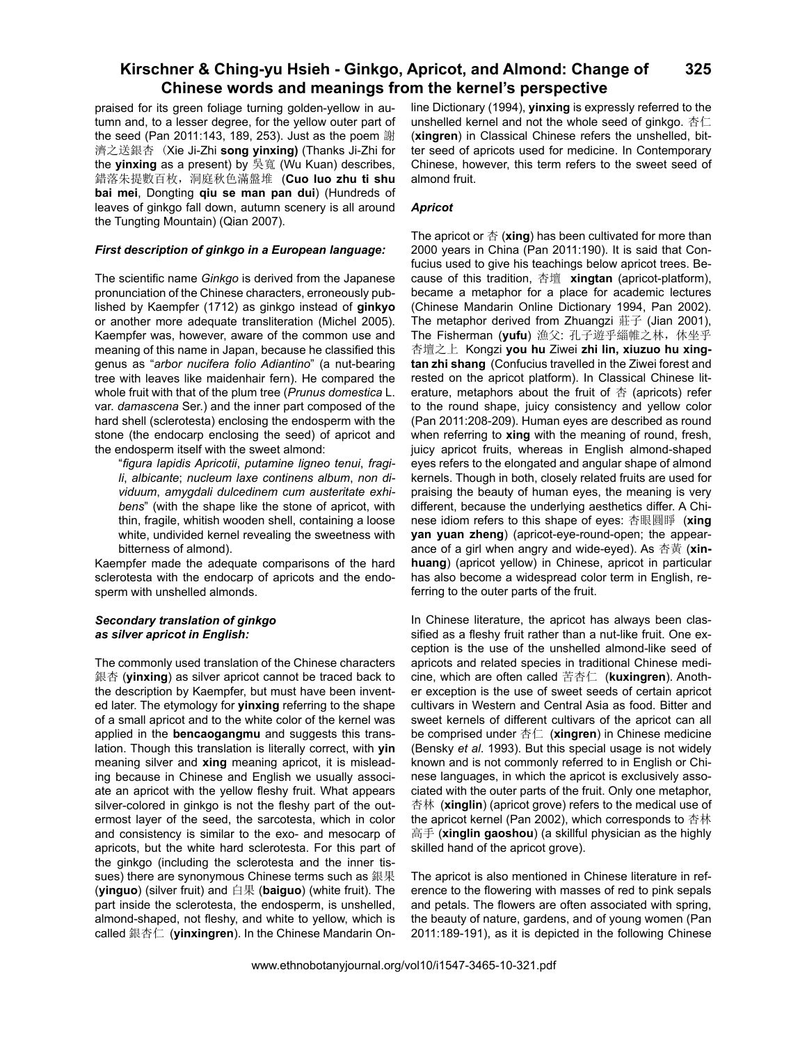praised for its green foliage turning golden-yellow in autumn and, to a lesser degree, for the yellow outer part of the seed (Pan 2011:143, 189, 253). Just as the poem 謝濟之送銀杏（Xie Ji-Zhi **song yinxing)** (Thanks Ji-Zhi for the **yinxing** as a present) by 吳寬 (Wu Kuan) describes, 錯落朱提數百枚，洞庭秋色滿盤堆 (**Cuo luo zhu ti shu bai mei**, Dongting **qiu se man pan dui**) (Hundreds of leaves of ginkgo fall down, autumn scenery is all around the Tungting Mountain) (Qian 2007).

***First description of ginkgo in a European language:***

The scientific name *Ginkgo* is derived from the Japanese pronunciation of the Chinese characters, erroneously published by Kaempfer (1712) as ginkgo instead of **ginkyo** or another more adequate transliteration (Michel 2005). Kaempfer was, however, aware of the common use and meaning of this name in Japan, because he classified this genus as "*arbor nucifera folio Adiantino*" (a nut-bearing tree with leaves like maidenhair fern). He compared the whole fruit with that of the plum tree (*Prunus domestica* L. var. *damascena* Ser.) and the inner part composed of the hard shell (sclerotesta) enclosing the endosperm with the stone (the endocarp enclosing the seed) of apricot and the endosperm itself with the sweet almond:

> "*figura lapidis Apricotii*, *putamine ligneo tenui*, *fragili*, *albicante*; *nucleum laxe continens album*, *non dividuum*, *amygdali dulcedinem cum austeritate exhibens*" (with the shape like the stone of apricot, with thin, fragile, whitish wooden shell, containing a loose white, undivided kernel revealing the sweetness with bitterness of almond).

Kaempfer made the adequate comparisons of the hard sclerotesta with the endocarp of apricots and the endosperm with unshelled almonds.

***Secondary translation of ginkgo as silver apricot in English:***

The commonly used translation of the Chinese characters 銀杏 (**yinxing**) as silver apricot cannot be traced back to the description by Kaempfer, but must have been invented later. The etymology for **yinxing** referring to the shape of a small apricot and to the white color of the kernel was applied in the **bencaogangmu** and suggests this translation. Though this translation is literally correct, with **yin** meaning silver and **xing** meaning apricot, it is misleading because in Chinese and English we usually associate an apricot with the yellow fleshy fruit. What appears silver-colored in ginkgo is not the fleshy part of the outermost layer of the seed, the sarcotesta, which in color and consistency is similar to the exo- and mesocarp of apricots, but the white hard sclerotesta. For this part of the ginkgo (including the sclerotesta and the inner tissues) there are synonymous Chinese terms such as 銀果 (**yinguo**) (silver fruit) and 白果 (**baiguo**) (white fruit). The part inside the sclerotesta, the endosperm, is unshelled, almond-shaped, not fleshy, and white to yellow, which is called 銀杏仁 (**yinxingren**). In the Chinese Mandarin Online Dictionary (1994), **yinxing** is expressly referred to the unshelled kernel and not the whole seed of ginkgo. 杏仁 (**xingren**) in Classical Chinese refers the unshelled, bitter seed of apricots used for medicine. In Contemporary Chinese, however, this term refers to the sweet seed of almond fruit.

***Apricot***

The apricot or 杏 (**xing**) has been cultivated for more than 2000 years in China (Pan 2011:190). It is said that Confucius used to give his teachings below apricot trees. Because of this tradition, 杏壇 **xingtan** (apricot-platform), became a metaphor for a place for academic lectures (Chinese Mandarin Online Dictionary 1994, Pan 2002). The metaphor derived from Zhuangzi 莊子 (Jian 2001), The Fisherman (**yufu**) 漁父: 孔子遊乎緇帷之林，休坐乎杏壇之上 Kongzi **you hu** Ziwei **zhi lin, xiuzuo hu xingtan zhi shang** (Confucius travelled in the Ziwei forest and rested on the apricot platform). In Classical Chinese literature, metaphors about the fruit of 杏 (apricots) refer to the round shape, juicy consistency and yellow color (Pan 2011:208-209). Human eyes are described as round when referring to **xing** with the meaning of round, fresh, juicy apricot fruits, whereas in English almond-shaped eyes refers to the elongated and angular shape of almond kernels. Though in both, closely related fruits are used for praising the beauty of human eyes, the meaning is very different, because the underlying aesthetics differ. A Chinese idiom refers to this shape of eyes: 杏眼圓睜 (**xing yan yuan zheng**) (apricot-eye-round-open; the appearance of a girl when angry and wide-eyed). As 杏黃 (**xinhuang**) (apricot yellow) in Chinese, apricot in particular has also become a widespread color term in English, referring to the outer parts of the fruit.

In Chinese literature, the apricot has always been classified as a fleshy fruit rather than a nut-like fruit. One exception is the use of the unshelled almond-like seed of apricots and related species in traditional Chinese medicine, which are often called 苦杏仁 (**kuxingren**). Another exception is the use of sweet seeds of certain apricot cultivars in Western and Central Asia as food. Bitter and sweet kernels of different cultivars of the apricot can all be comprised under 杏仁 (**xingren**) in Chinese medicine (Bensky *et al*. 1993). But this special usage is not widely known and is not commonly referred to in English or Chinese languages, in which the apricot is exclusively associated with the outer parts of the fruit. Only one metaphor, 杏林 (**xinglin**) (apricot grove) refers to the medical use of the apricot kernel (Pan 2002), which corresponds to 杏林高手 (**xinglin gaoshou**) (a skillful physician as the highly skilled hand of the apricot grove).

The apricot is also mentioned in Chinese literature in reference to the flowering with masses of red to pink sepals and petals. The flowers are often associated with spring, the beauty of nature, gardens, and of young women (Pan 2011:189-191), as it is depicted in the following Chinese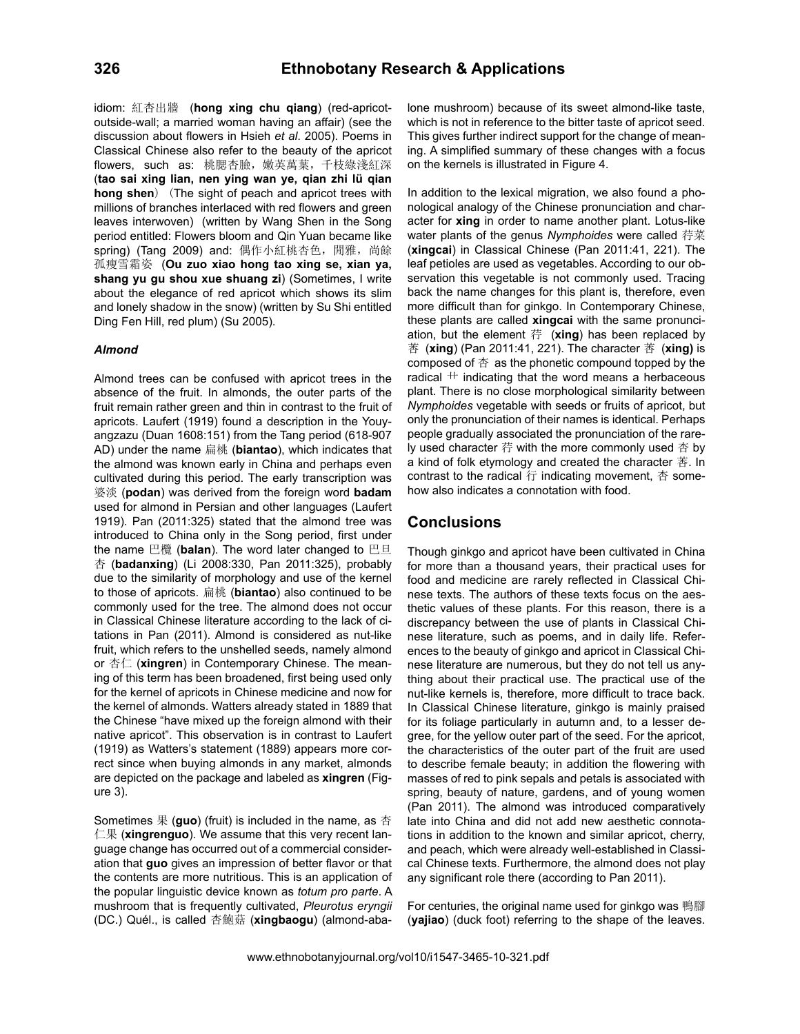idiom: 紅杏出牆 (**hong xing chu qiang**) (red-apricot-outside-wall; a married woman having an affair) (see the discussion about flowers in Hsieh *et al*. 2005). Poems in Classical Chinese also refer to the beauty of the apricot flowers, such as: 桃腮杏臉，嫩英萬葉，千枝綠淺紅深 (**tao sai xing lian, nen ying wan ye, qian zhi lü qian hong shen**) (The sight of peach and apricot trees with millions of branches interlaced with red flowers and green leaves interwoven) (written by Wang Shen in the Song period entitled: Flowers bloom and Qin Yuan became like spring) (Tang 2009) and: 偶作小紅桃杏色，閒雅，尚餘孤瘦雪霜姿 (**Ou zuo xiao hong tao xing se, xian ya, shang yu gu shou xue shuang zi**) (Sometimes, I write about the elegance of red apricot which shows its slim and lonely shadow in the snow) (written by Su Shi entitled Ding Fen Hill, red plum) (Su 2005).

### *Almond*

Almond trees can be confused with apricot trees in the absence of the fruit. In almonds, the outer parts of the fruit remain rather green and thin in contrast to the fruit of apricots. Laufert (1919) found a description in the Youyangzazu (Duan 1608:151) from the Tang period (618-907 AD) under the name 扁桃 (**biantao**), which indicates that the almond was known early in China and perhaps even cultivated during this period. The early transcription was 婆淡 (**podan**) was derived from the foreign word **badam** used for almond in Persian and other languages (Laufert 1919). Pan (2011:325) stated that the almond tree was introduced to China only in the Song period, first under the name 巴欖 (**balan**). The word later changed to 巴旦杏 (**badanxing**) (Li 2008:330, Pan 2011:325), probably due to the similarity of morphology and use of the kernel to those of apricots. 扁桃 (**biantao**) also continued to be commonly used for the tree. The almond does not occur in Classical Chinese literature according to the lack of citations in Pan (2011). Almond is considered as nut-like fruit, which refers to the unshelled seeds, namely almond or 杏仁 (**xingren**) in Contemporary Chinese. The meaning of this term has been broadened, first being used only for the kernel of apricots in Chinese medicine and now for the kernel of almonds. Watters already stated in 1889 that the Chinese "have mixed up the foreign almond with their native apricot". This observation is in contrast to Laufert (1919) as Watters's statement (1889) appears more correct since when buying almonds in any market, almonds are depicted on the package and labeled as **xingren** (Figure 3).

Sometimes 果 (**guo**) (fruit) is included in the name, as 杏仁果 (**xingrenguo**). We assume that this very recent language change has occurred out of a commercial consideration that **guo** gives an impression of better flavor or that the contents are more nutritious. This is an application of the popular linguistic device known as *totum pro parte*. A mushroom that is frequently cultivated, *Pleurotus eryngii* (DC.) Quél., is called 杏鮑菇 (**xingbaogu**) (almond-abalone mushroom) because of its sweet almond-like taste, which is not in reference to the bitter taste of apricot seed. This gives further indirect support for the change of meaning. A simplified summary of these changes with a focus on the kernels is illustrated in Figure 4.

In addition to the lexical migration, we also found a phonological analogy of the Chinese pronunciation and character for **xing** in order to name another plant. Lotus-like water plants of the genus *Nymphoides* were called 荇菜 (**xingcai**) in Classical Chinese (Pan 2011:41, 221). The leaf petioles are used as vegetables. According to our observation this vegetable is not commonly used. Tracing back the name changes for this plant is, therefore, even more difficult than for ginkgo. In Contemporary Chinese, these plants are called **xingcai** with the same pronunciation, but the element 荇 (**xing**) has been replaced by 莕 (**xing**) (Pan 2011:41, 221). The character 莕 (**xing**) is composed of 杏 as the phonetic compound topped by the radical 艹 indicating that the word means a herbaceous plant. There is no close morphological similarity between *Nymphoides* vegetable with seeds or fruits of apricot, but only the pronunciation of their names is identical. Perhaps people gradually associated the pronunciation of the rarely used character 荇 with the more commonly used 杏 by a kind of folk etymology and created the character 莕. In contrast to the radical 行 indicating movement, 杏 somehow also indicates a connotation with food.

## Conclusions

Though ginkgo and apricot have been cultivated in China for more than a thousand years, their practical uses for food and medicine are rarely reflected in Classical Chinese texts. The authors of these texts focus on the aesthetic values of these plants. For this reason, there is a discrepancy between the use of plants in Classical Chinese literature, such as poems, and in daily life. References to the beauty of ginkgo and apricot in Classical Chinese literature are numerous, but they do not tell us anything about their practical use. The practical use of the nut-like kernels is, therefore, more difficult to trace back. In Classical Chinese literature, ginkgo is mainly praised for its foliage particularly in autumn and, to a lesser degree, for the yellow outer part of the seed. For the apricot, the characteristics of the outer part of the fruit are used to describe female beauty; in addition the flowering with masses of red to pink sepals and petals is associated with spring, beauty of nature, gardens, and of young women (Pan 2011). The almond was introduced comparatively late into China and did not add new aesthetic connotations in addition to the known and similar apricot, cherry, and peach, which were already well-established in Classical Chinese texts. Furthermore, the almond does not play any significant role there (according to Pan 2011).

For centuries, the original name used for ginkgo was 鴨腳 (**yajiao**) (duck foot) referring to the shape of the leaves.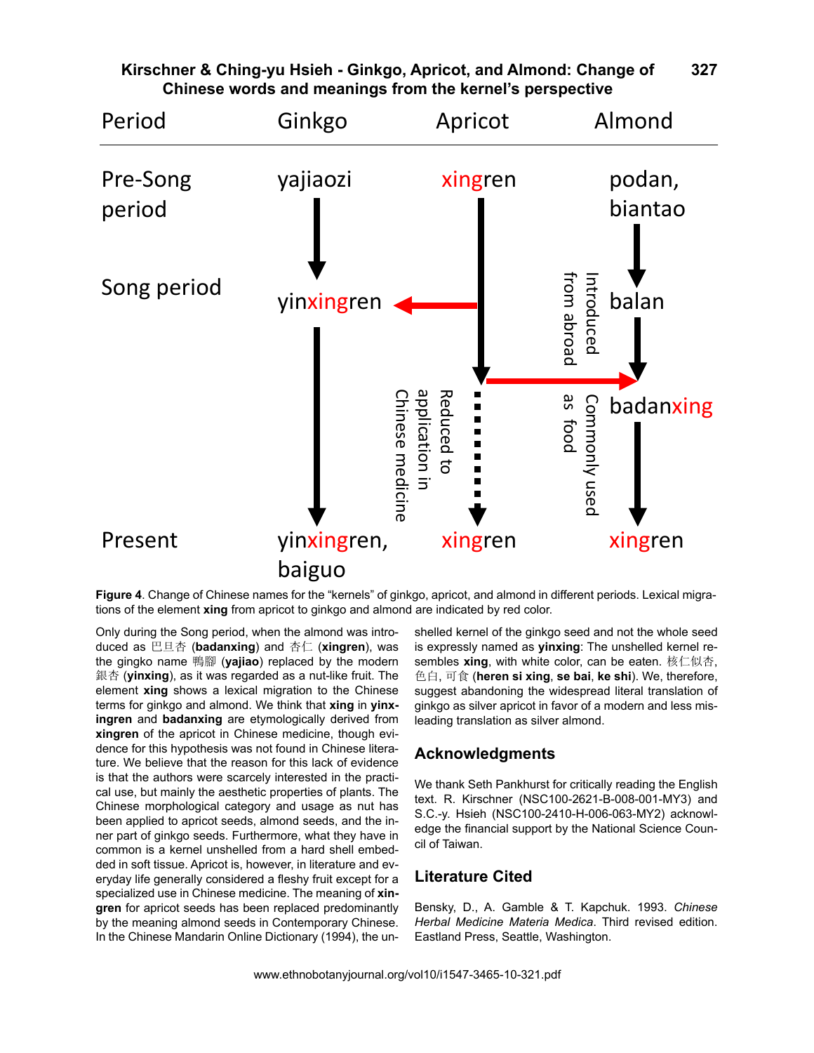| Period | Ginkgo | Apricot | Almond |
|---|---|---|---|
| Pre-Song period | yajiaozi | xingren | podan, biantao |
| Song period | yinxingren | xingren | balan (Introduced from abroad) |
| | | Reduced to application in Chinese medicine | badanxing (Commonly used as food) |
| Present | yinxingren, baiguo | xingren | xingren |

**Figure 4**. Change of Chinese names for the "kernels" of ginkgo, apricot, and almond in different periods. Lexical migrations of the element **xing** from apricot to ginkgo and almond are indicated by red color.

Only during the Song period, when the almond was introduced as 巴旦杏 (**badanxing**) and 杏仁 (**xingren**), was the gingko name 鴨腳 (**yajiao**) replaced by the modern 銀杏 (**yinxing**), as it was regarded as a nut-like fruit. The element **xing** shows a lexical migration to the Chinese terms for ginkgo and almond. We think that **xing** in **yinxingren** and **badanxing** are etymologically derived from **xingren** of the apricot in Chinese medicine, though evidence for this hypothesis was not found in Chinese literature. We believe that the reason for this lack of evidence is that the authors were scarcely interested in the practical use, but mainly the aesthetic properties of plants. The Chinese morphological category and usage as nut has been applied to apricot seeds, almond seeds, and the inner part of ginkgo seeds. Furthermore, what they have in common is a kernel unshelled from a hard shell embedded in soft tissue. Apricot is, however, in literature and everyday life generally considered a fleshy fruit except for a specialized use in Chinese medicine. The meaning of **xingren** for apricot seeds has been replaced predominantly by the meaning almond seeds in Contemporary Chinese. In the Chinese Mandarin Online Dictionary (1994), the unshelled kernel of the ginkgo seed and not the whole seed is expressly named as **yinxing**: The unshelled kernel resembles **xing**, with white color, can be eaten. 核仁似杏, 色白, 可食 (**heren si xing**, **se bai**, **ke shi**). We, therefore, suggest abandoning the widespread literal translation of ginkgo as silver apricot in favor of a modern and less misleading translation as silver almond.

## Acknowledgments

We thank Seth Pankhurst for critically reading the English text. R. Kirschner (NSC100-2621-B-008-001-MY3) and S.C.-y. Hsieh (NSC100-2410-H-006-063-MY2) acknowledge the financial support by the National Science Council of Taiwan.

## Literature Cited

Bensky, D., A. Gamble & T. Kapchuk. 1993. *Chinese Herbal Medicine Materia Medica*. Third revised edition. Eastland Press, Seattle, Washington.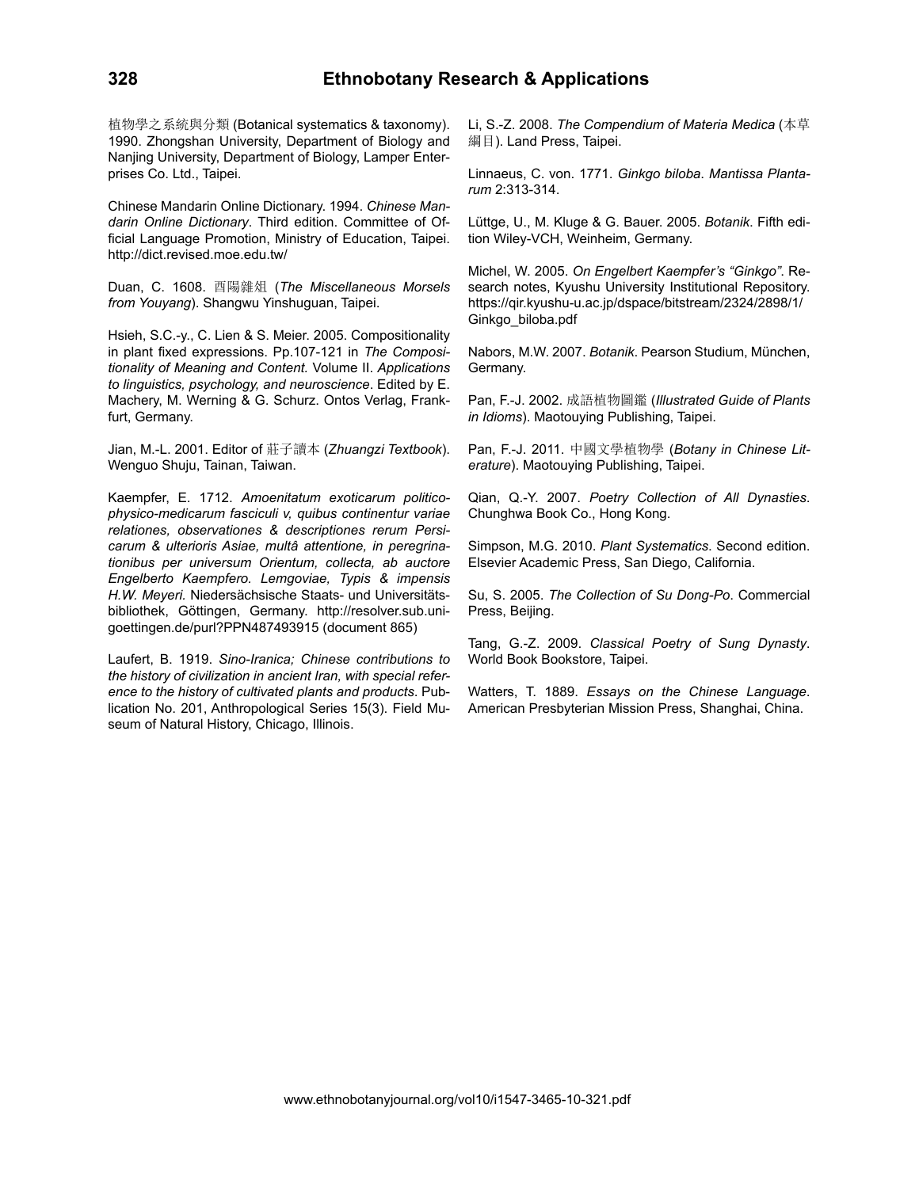植物學之系統與分類 (Botanical systematics & taxonomy). 1990. Zhongshan University, Department of Biology and Nanjing University, Department of Biology, Lamper Enterprises Co. Ltd., Taipei.

Chinese Mandarin Online Dictionary. 1994. *Chinese Mandarin Online Dictionary*. Third edition. Committee of Official Language Promotion, Ministry of Education, Taipei. http://dict.revised.moe.edu.tw/

Duan, C. 1608. 酉陽雜俎 (*The Miscellaneous Morsels from Youyang*). Shangwu Yinshuguan, Taipei.

Hsieh, S.C.-y., C. Lien & S. Meier. 2005. Compositionality in plant fixed expressions. Pp.107-121 in *The Compositionality of Meaning and Content.* Volume II. *Applications to linguistics, psychology, and neuroscience*. Edited by E. Machery, M. Werning & G. Schurz. Ontos Verlag, Frankfurt, Germany.

Jian, M.-L. 2001. Editor of 莊子讀本 (*Zhuangzi Textbook*). Wenguo Shuju, Tainan, Taiwan.

Kaempfer, E. 1712. *Amoenitatum exoticarum politico-physico-medicarum fasciculi v, quibus continentur variae relationes, observationes & descriptiones rerum Persicarum & ulterioris Asiae, multâ attentione, in peregrinationibus per universum Orientum, collecta, ab auctore Engelberto Kaempfero. Lemgoviae, Typis & impensis H.W. Meyeri.* Niedersächsische Staats- und Universitätsbibliothek, Göttingen, Germany. http://resolver.sub.uni-goettingen.de/purl?PPN487493915 (document 865)

Laufert, B. 1919. *Sino-Iranica; Chinese contributions to the history of civilization in ancient Iran, with special reference to the history of cultivated plants and products*. Publication No. 201, Anthropological Series 15(3). Field Museum of Natural History, Chicago, Illinois.

Li, S.-Z. 2008. *The Compendium of Materia Medica* (本草綱目). Land Press, Taipei.

Linnaeus, C. von. 1771. *Ginkgo biloba*. *Mantissa Plantarum* 2:313-314.

Lüttge, U., M. Kluge & G. Bauer. 2005. *Botanik*. Fifth edition Wiley-VCH, Weinheim, Germany.

Michel, W. 2005. *On Engelbert Kaempfer's "Ginkgo"*. Research notes, Kyushu University Institutional Repository. https://qir.kyushu-u.ac.jp/dspace/bitstream/2324/2898/1/Ginkgo_biloba.pdf

Nabors, M.W. 2007. *Botanik*. Pearson Studium, München, Germany.

Pan, F.-J. 2002. 成語植物圖鑑 (*Illustrated Guide of Plants in Idioms*). Maotouying Publishing, Taipei.

Pan, F.-J. 2011. 中國文學植物學 (*Botany in Chinese Literature*). Maotouying Publishing, Taipei.

Qian, Q.-Y. 2007. *Poetry Collection of All Dynasties*. Chunghwa Book Co., Hong Kong.

Simpson, M.G. 2010. *Plant Systematics*. Second edition. Elsevier Academic Press, San Diego, California.

Su, S. 2005. *The Collection of Su Dong-Po*. Commercial Press, Beijing.

Tang, G.-Z. 2009. *Classical Poetry of Sung Dynasty*. World Book Bookstore, Taipei.

Watters, T. 1889. *Essays on the Chinese Language*. American Presbyterian Mission Press, Shanghai, China.